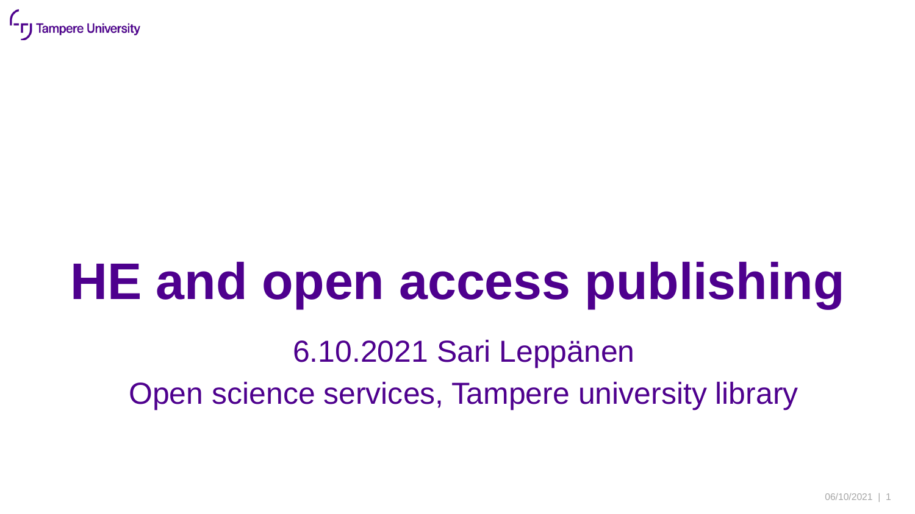# HE and open access publishing

6.10.2021 Sari Leppänen

Open science services, Tampere university library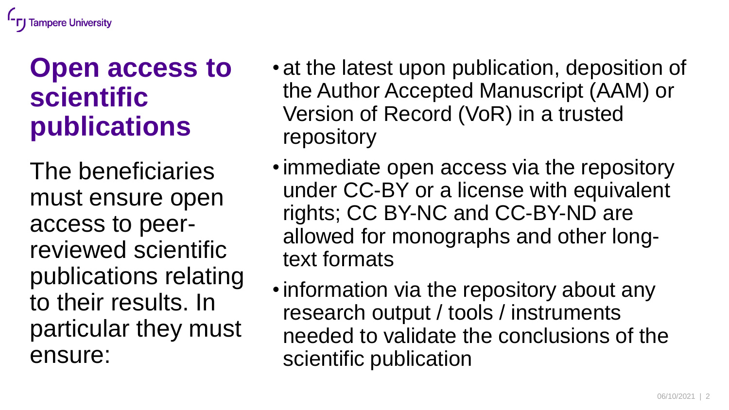# Open access to scientific publications

The beneficiaries must ensure open access to peer-reviewed scientific publications relating to their results. In particular they must ensure:

- at the latest upon publication, deposition of the Author Accepted Manuscript (AAM) or Version of Record (VoR) in a trusted repository
- immediate open access via the repository under CC-BY or a license with equivalent rights; CC BY-NC and CC-BY-ND are allowed for monographs and other long-text formats
- information via the repository about any research output / tools / instruments needed to validate the conclusions of the scientific publication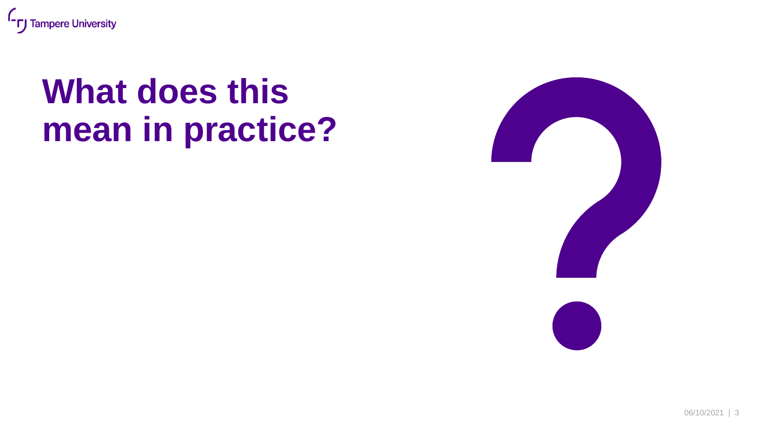# What does this mean in practice?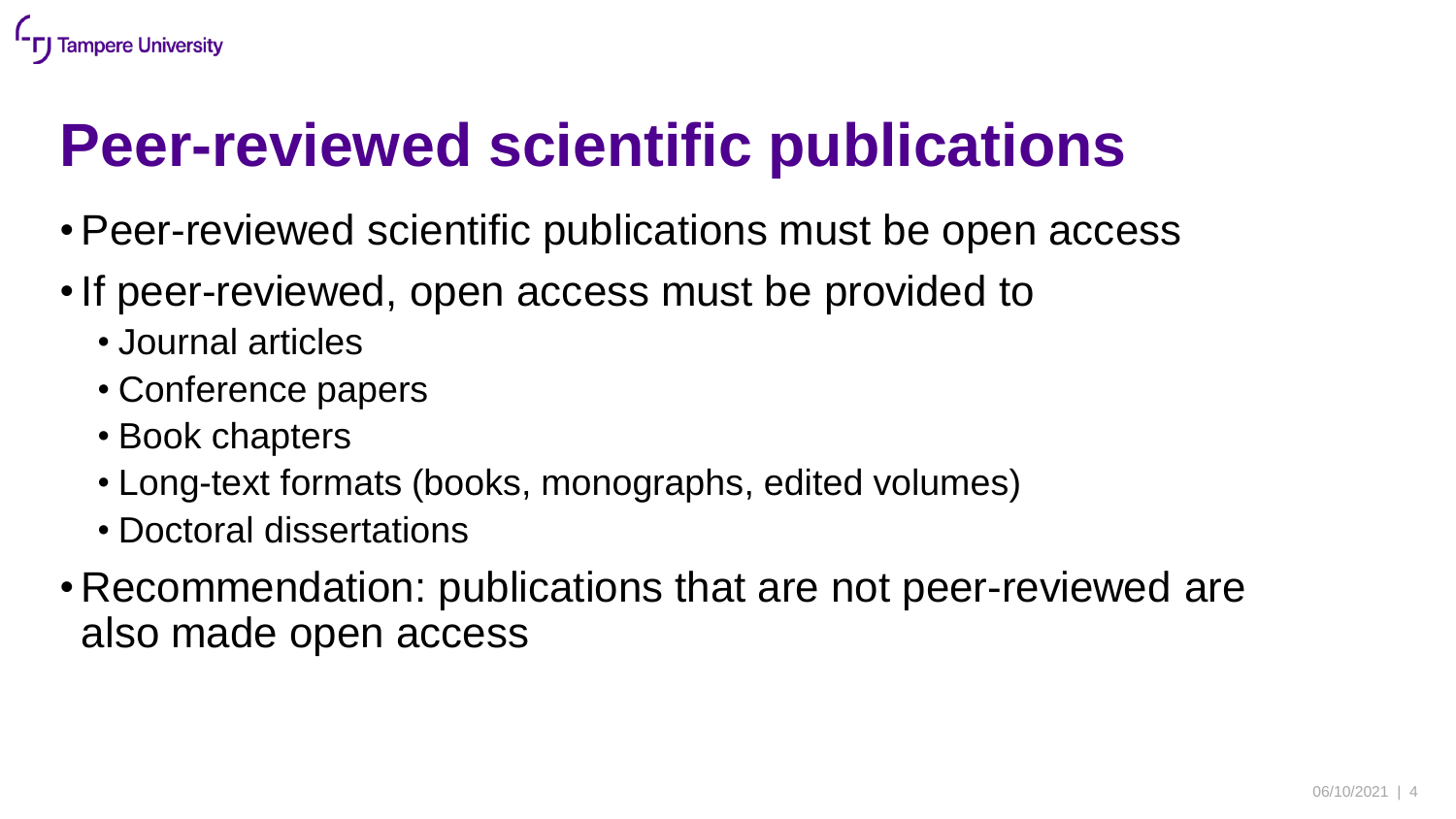# Peer-reviewed scientific publications

- Peer-reviewed scientific publications must be open access
- If peer-reviewed, open access must be provided to
  - Journal articles
  - Conference papers
  - Book chapters
  - Long-text formats (books, monographs, edited volumes)
  - Doctoral dissertations
- Recommendation: publications that are not peer-reviewed are also made open access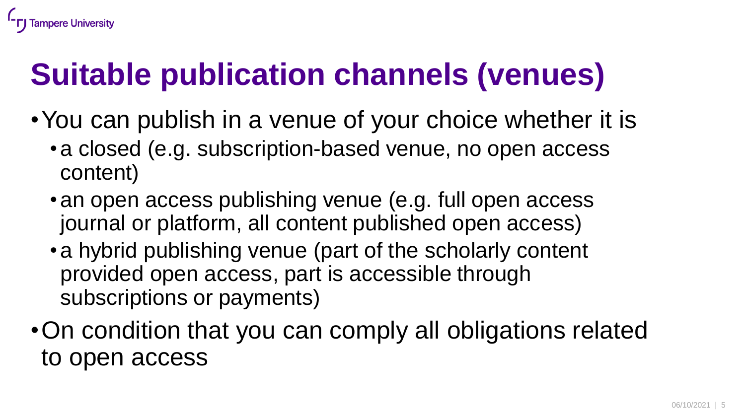# Suitable publication channels (venues)

- You can publish in a venue of your choice whether it is
  - a closed (e.g. subscription-based venue, no open access content)
  - an open access publishing venue (e.g. full open access journal or platform, all content published open access)
  - a hybrid publishing venue (part of the scholarly content provided open access, part is accessible through subscriptions or payments)
- On condition that you can comply all obligations related to open access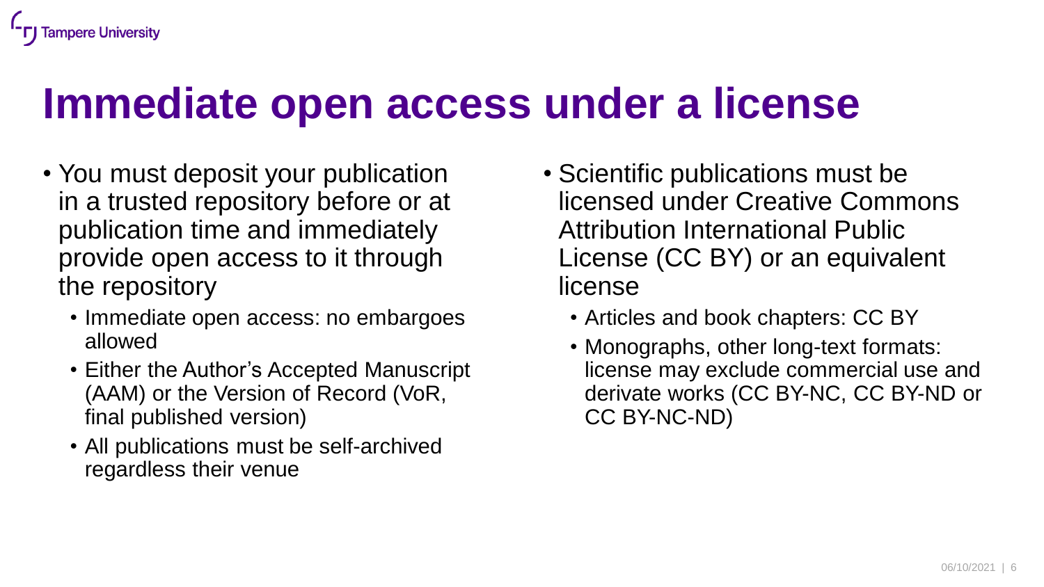# Immediate open access under a license

- You must deposit your publication in a trusted repository before or at publication time and immediately provide open access to it through the repository
  - Immediate open access: no embargoes allowed
  - Either the Author's Accepted Manuscript (AAM) or the Version of Record (VoR, final published version)
  - All publications must be self-archived regardless their venue

- Scientific publications must be licensed under Creative Commons Attribution International Public License (CC BY) or an equivalent license
  - Articles and book chapters: CC BY
  - Monographs, other long-text formats: license may exclude commercial use and derivate works (CC BY-NC, CC BY-ND or CC BY-NC-ND)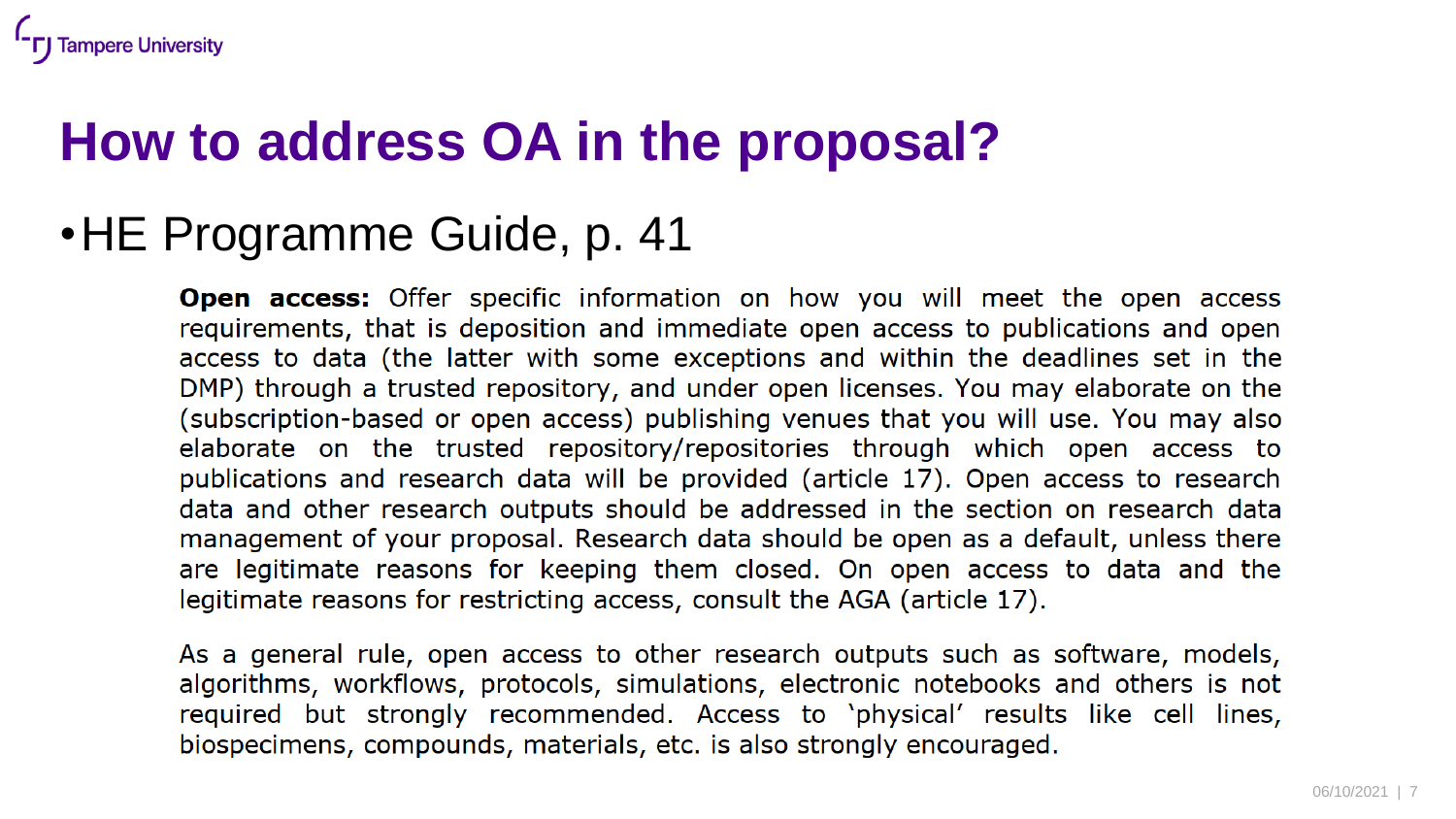# How to address OA in the proposal?

- HE Programme Guide, p. 41

> **Open access:** Offer specific information on how you will meet the open access requirements, that is deposition and immediate open access to publications and open access to data (the latter with some exceptions and within the deadlines set in the DMP) through a trusted repository, and under open licenses. You may elaborate on the (subscription-based or open access) publishing venues that you will use. You may also elaborate on the trusted repository/repositories through which open access to publications and research data will be provided (article 17). Open access to research data and other research outputs should be addressed in the section on research data management of your proposal. Research data should be open as a default, unless there are legitimate reasons for keeping them closed. On open access to data and the legitimate reasons for restricting access, consult the AGA (article 17).
>
> As a general rule, open access to other research outputs such as software, models, algorithms, workflows, protocols, simulations, electronic notebooks and others is not required but strongly recommended. Access to 'physical' results like cell lines, biospecimens, compounds, materials, etc. is also strongly encouraged.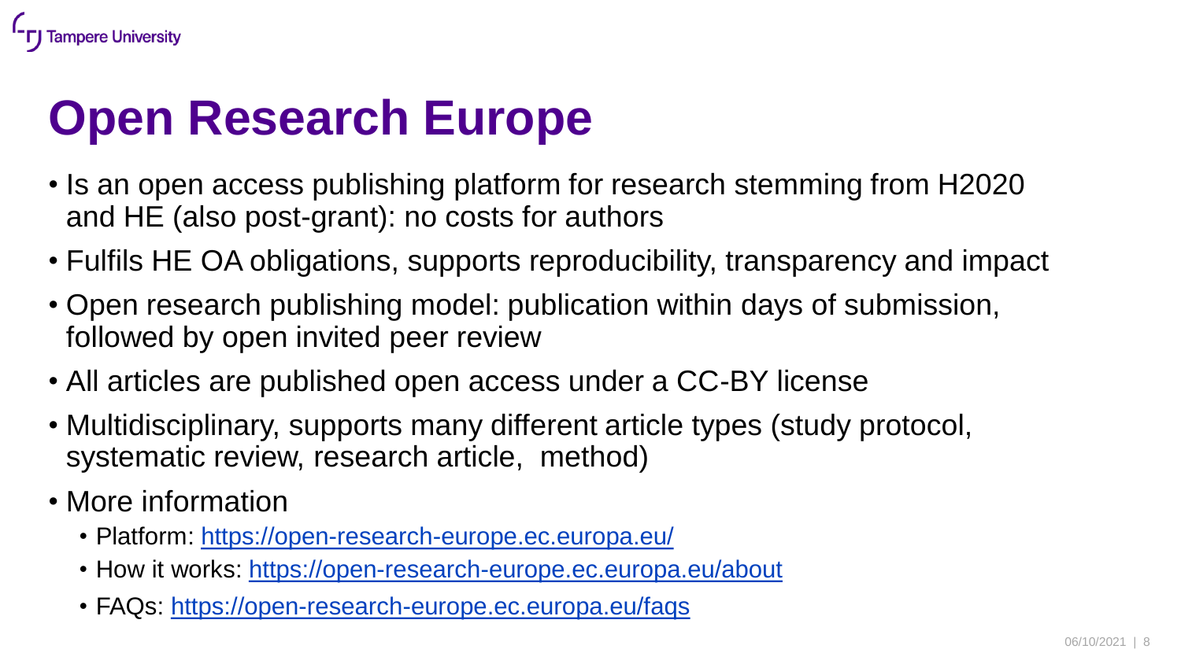# Open Research Europe

- Is an open access publishing platform for research stemming from H2020 and HE (also post-grant): no costs for authors
- Fulfils HE OA obligations, supports reproducibility, transparency and impact
- Open research publishing model: publication within days of submission, followed by open invited peer review
- All articles are published open access under a CC-BY license
- Multidisciplinary, supports many different article types (study protocol, systematic review, research article, method)
- More information
  - Platform: https://open-research-europe.ec.europa.eu/
  - How it works: https://open-research-europe.ec.europa.eu/about
  - FAQs: https://open-research-europe.ec.europa.eu/faqs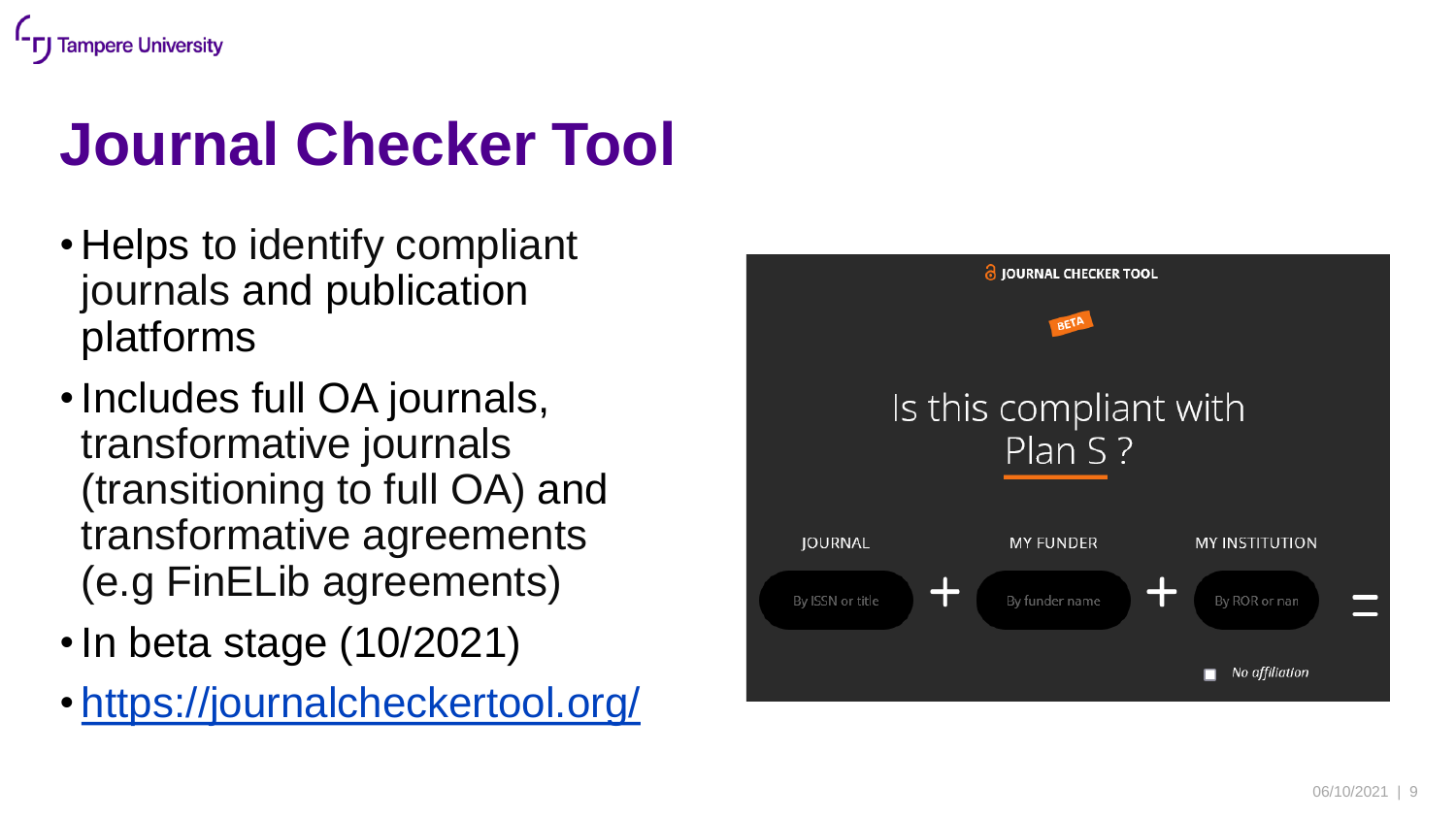# Journal Checker Tool

- Helps to identify compliant journals and publication platforms
- Includes full OA journals, transformative journals (transitioning to full OA) and transformative agreements (e.g FinELib agreements)
- In beta stage (10/2021)
- https://journalcheckertool.org/

JOURNAL CHECKER TOOL

BETA

Is this compliant with Plan S ?

JOURNAL | MY FUNDER | MY INSTITUTION

By ISSN or title + By funder name + By ROR or nan =

No affiliation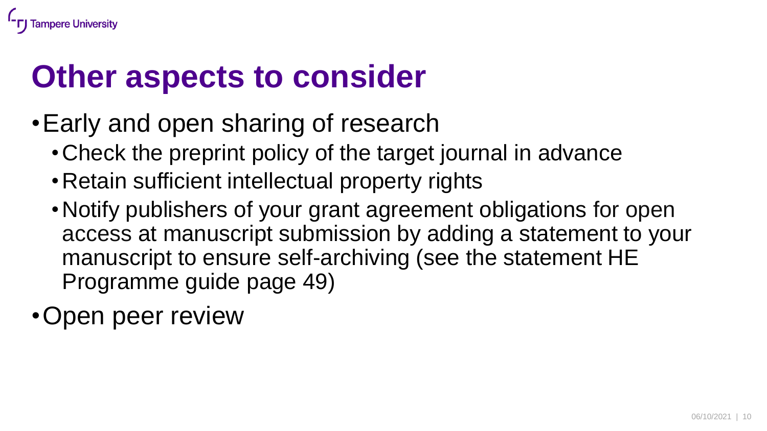# Other aspects to consider

- Early and open sharing of research
  - Check the preprint policy of the target journal in advance
  - Retain sufficient intellectual property rights
  - Notify publishers of your grant agreement obligations for open access at manuscript submission by adding a statement to your manuscript to ensure self-archiving (see the statement HE Programme guide page 49)
- Open peer review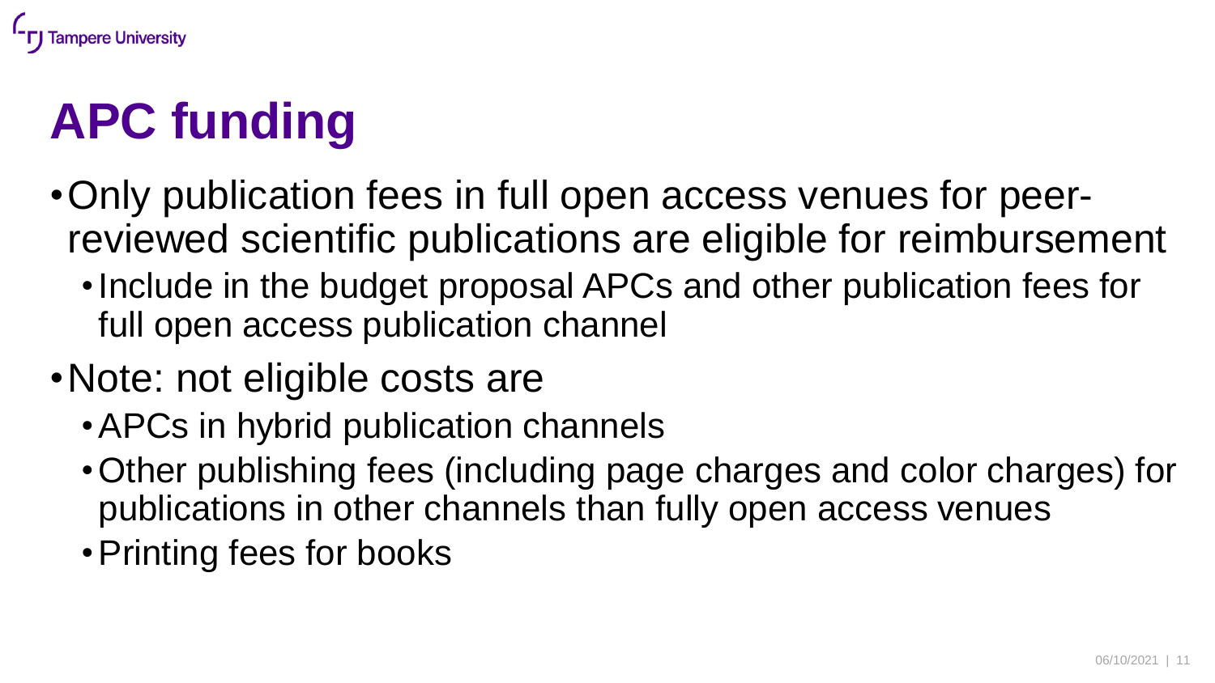# APC funding

- Only publication fees in full open access venues for peer-reviewed scientific publications are eligible for reimbursement
  - Include in the budget proposal APCs and other publication fees for full open access publication channel
- Note: not eligible costs are
  - APCs in hybrid publication channels
  - Other publishing fees (including page charges and color charges) for publications in other channels than fully open access venues
  - Printing fees for books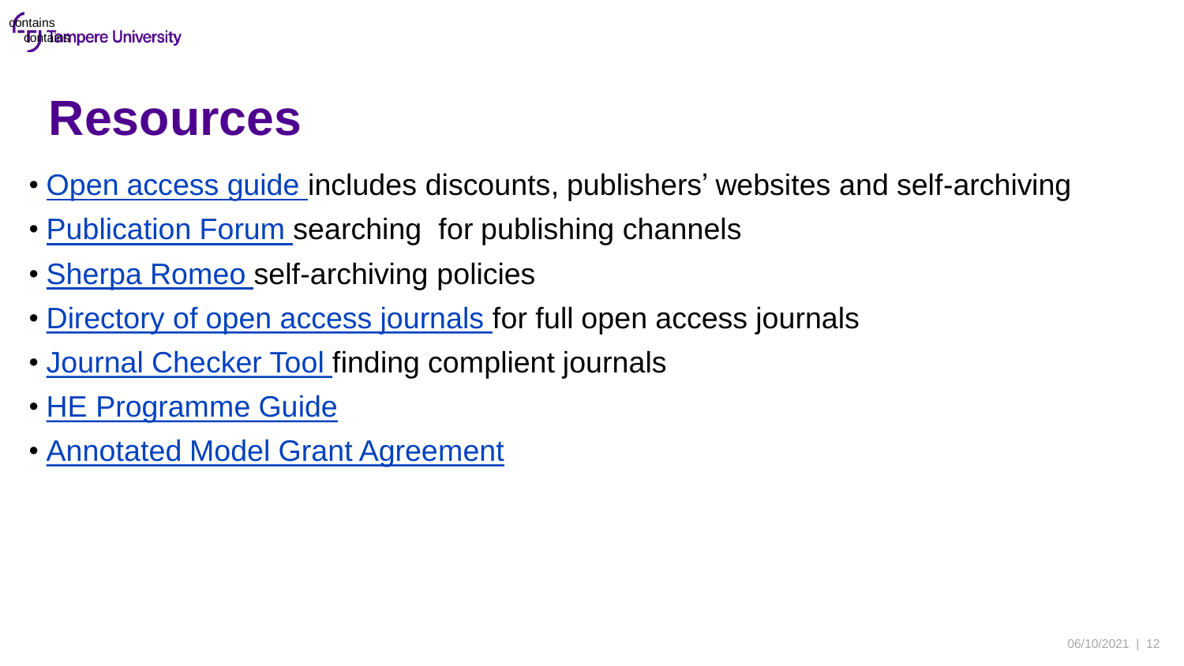# Resources

- Open access guide includes discounts, publishers' websites and self-archiving
- Publication Forum searching for publishing channels
- Sherpa Romeo self-archiving policies
- Directory of open access journals for full open access journals
- Journal Checker Tool finding complient journals
- HE Programme Guide
- Annotated Model Grant Agreement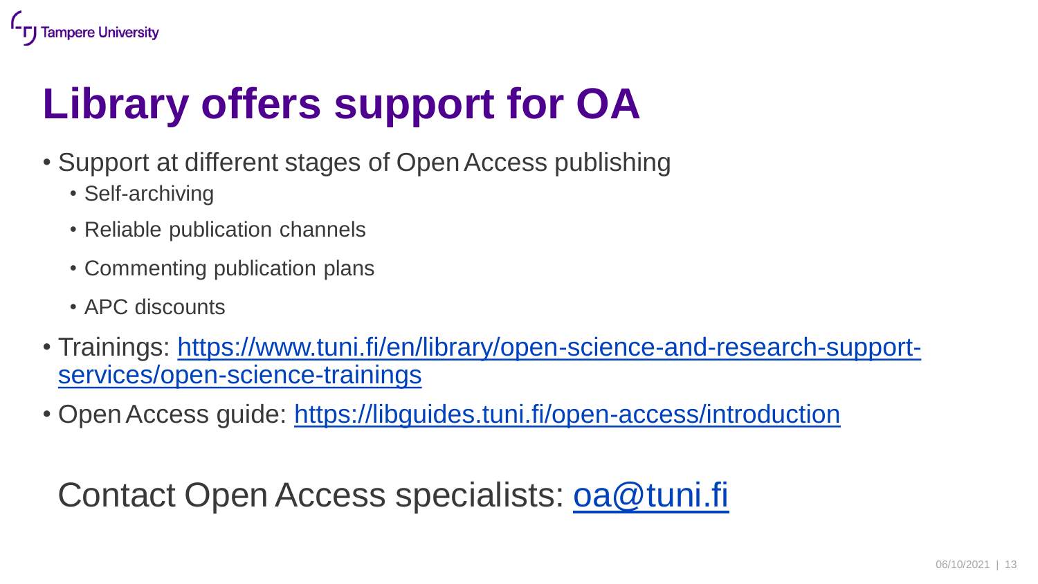# Library offers support for OA

- Support at different stages of Open Access publishing
  - Self-archiving
  - Reliable publication channels
  - Commenting publication plans
  - APC discounts
- Trainings: https://www.tuni.fi/en/library/open-science-and-research-support-services/open-science-trainings
- Open Access guide: https://libguides.tuni.fi/open-access/introduction

Contact Open Access specialists: oa@tuni.fi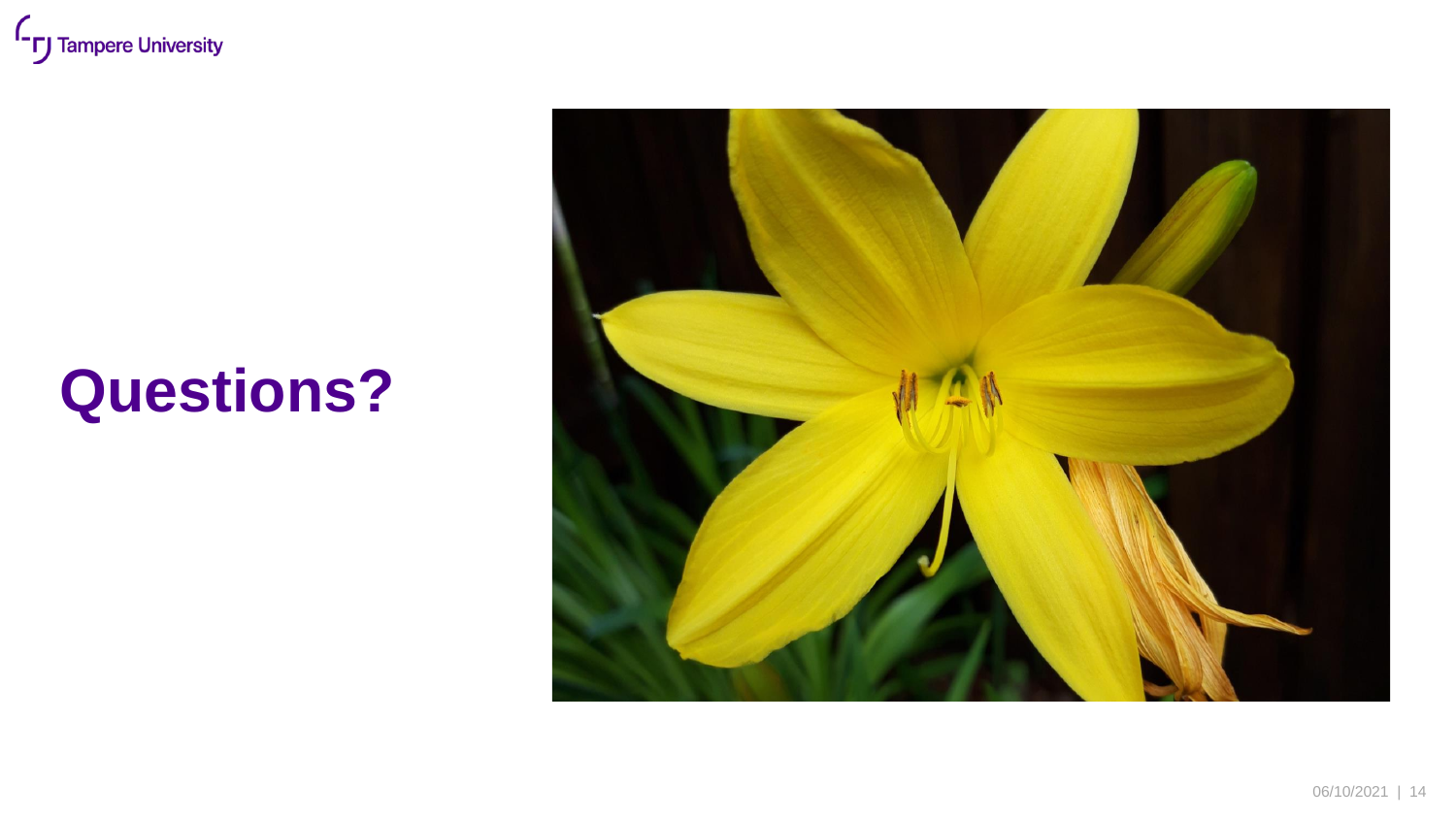# Questions?